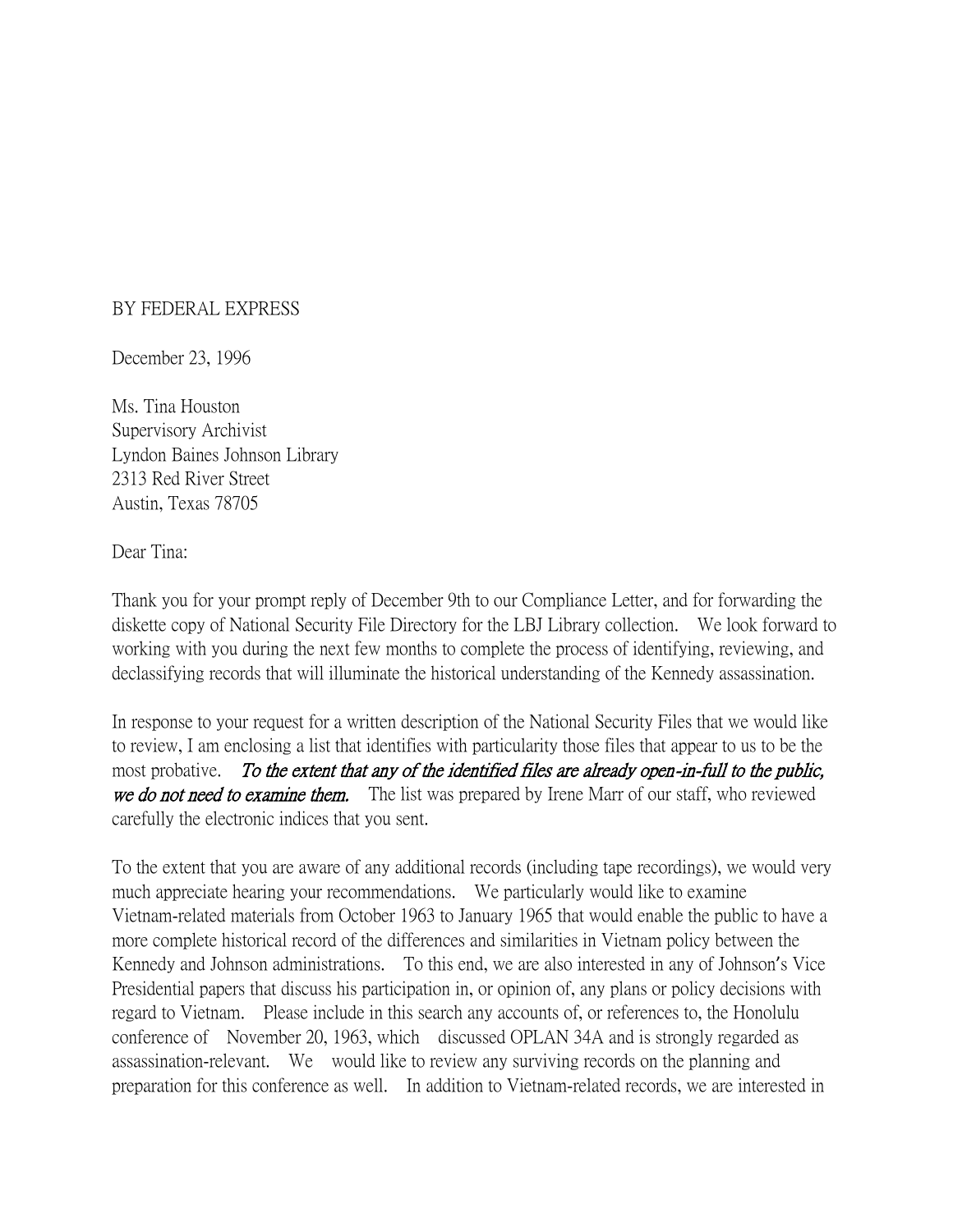BY FEDERAL EXPRESS

December 23, 1996

Ms. Tina Houston
Supervisory Archivist
Lyndon Baines Johnson Library
2313 Red River Street
Austin, Texas 78705

Dear Tina:

Thank you for your prompt reply of December 9th to our Compliance Letter, and for forwarding the diskette copy of National Security File Directory for the LBJ Library collection. We look forward to working with you during the next few months to complete the process of identifying, reviewing, and declassifying records that will illuminate the historical understanding of the Kennedy assassination.

In response to your request for a written description of the National Security Files that we would like to review, I am enclosing a list that identifies with particularity those files that appear to us to be the most probative. ***To the extent that any of the identified files are already open-in-full to the public, we do not need to examine them.*** The list was prepared by Irene Marr of our staff, who reviewed carefully the electronic indices that you sent.

To the extent that you are aware of any additional records (including tape recordings), we would very much appreciate hearing your recommendations. We particularly would like to examine Vietnam-related materials from October 1963 to January 1965 that would enable the public to have a more complete historical record of the differences and similarities in Vietnam policy between the Kennedy and Johnson administrations. To this end, we are also interested in any of Johnson's Vice Presidential papers that discuss his participation in, or opinion of, any plans or policy decisions with regard to Vietnam. Please include in this search any accounts of, or references to, the Honolulu conference of November 20, 1963, which discussed OPLAN 34A and is strongly regarded as assassination-relevant. We would like to review any surviving records on the planning and preparation for this conference as well. In addition to Vietnam-related records, we are interested in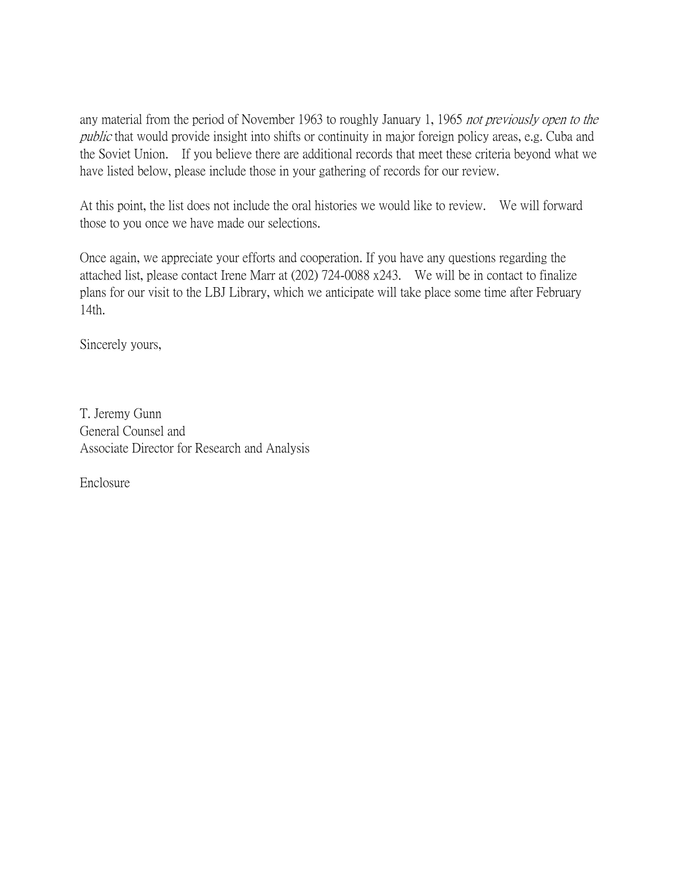any material from the period of November 1963 to roughly January 1, 1965 *not previously open to the public* that would provide insight into shifts or continuity in major foreign policy areas, e.g. Cuba and the Soviet Union. If you believe there are additional records that meet these criteria beyond what we have listed below, please include those in your gathering of records for our review.

At this point, the list does not include the oral histories we would like to review. We will forward those to you once we have made our selections.

Once again, we appreciate your efforts and cooperation. If you have any questions regarding the attached list, please contact Irene Marr at (202) 724-0088 x243. We will be in contact to finalize plans for our visit to the LBJ Library, which we anticipate will take place some time after February 14th.

Sincerely yours,

T. Jeremy Gunn
General Counsel and
Associate Director for Research and Analysis

Enclosure